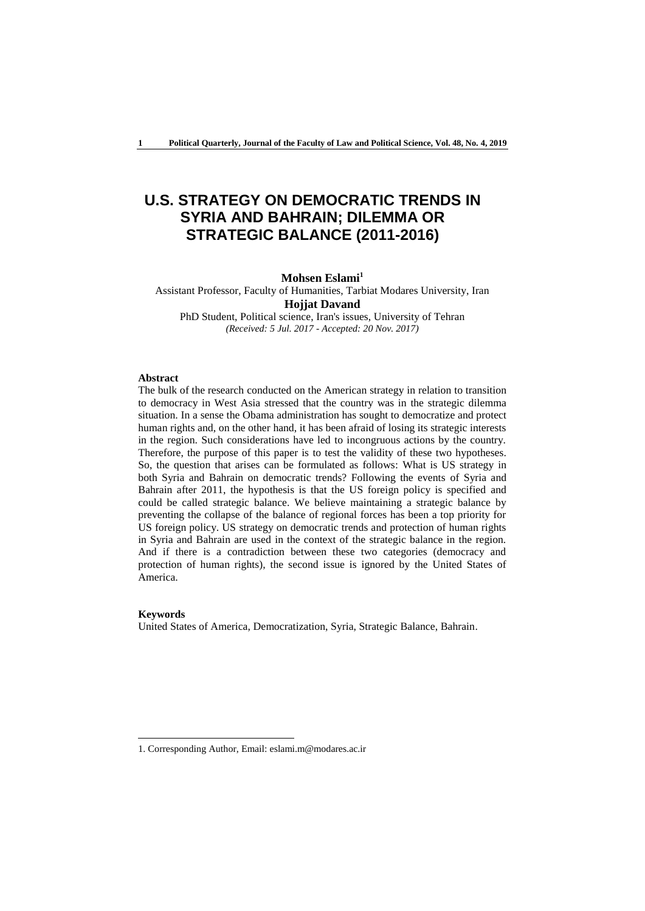# U.S. STRATEGY ON DEMOCRATIC TRENDS IN SYRIA AND BAHRAIN; DILEMMA OR STRATEGIC BALANCE (2011-2016)

**Mohsen Eslami**[1]

Assistant Professor, Faculty of Humanities, Tarbiat Modares University, Iran

**Hojjat Davand**

PhD Student, Political science, Iran's issues, University of Tehran

*(Received: 5 Jul. 2017 - Accepted: 20 Nov. 2017)*

## Abstract

The bulk of the research conducted on the American strategy in relation to transition to democracy in West Asia stressed that the country was in the strategic dilemma situation. In a sense the Obama administration has sought to democratize and protect human rights and, on the other hand, it has been afraid of losing its strategic interests in the region. Such considerations have led to incongruous actions by the country. Therefore, the purpose of this paper is to test the validity of these two hypotheses. So, the question that arises can be formulated as follows: What is US strategy in both Syria and Bahrain on democratic trends? Following the events of Syria and Bahrain after 2011, the hypothesis is that the US foreign policy is specified and could be called strategic balance. We believe maintaining a strategic balance by preventing the collapse of the balance of regional forces has been a top priority for US foreign policy. US strategy on democratic trends and protection of human rights in Syria and Bahrain are used in the context of the strategic balance in the region. And if there is a contradiction between these two categories (democracy and protection of human rights), the second issue is ignored by the United States of America.

## Keywords

United States of America, Democratization, Syria, Strategic Balance, Bahrain.

---

1. Corresponding Author, Email: eslami.m@modares.ac.ir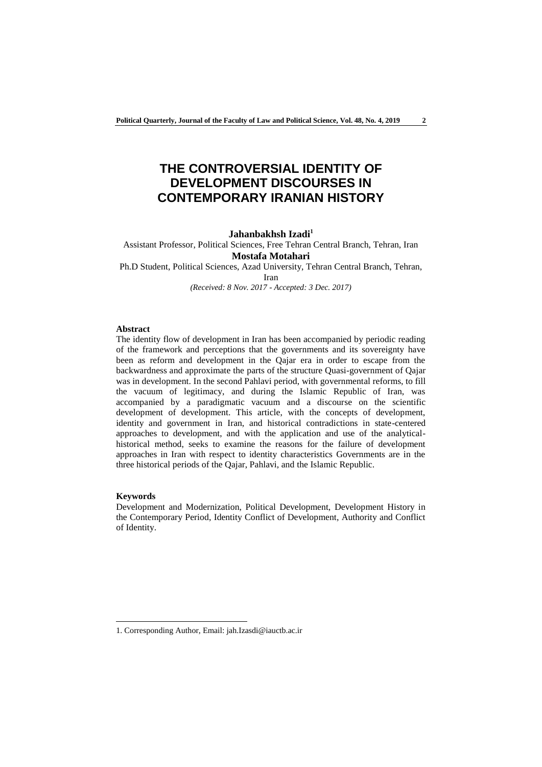# THE CONTROVERSIAL IDENTITY OF DEVELOPMENT DISCOURSES IN CONTEMPORARY IRANIAN HISTORY

**Jahanbakhsh Izadi**[1]

Assistant Professor, Political Sciences, Free Tehran Central Branch, Tehran, Iran

**Mostafa Motahari**

Ph.D Student, Political Sciences, Azad University, Tehran Central Branch, Tehran, Iran

*(Received: 8 Nov. 2017 - Accepted: 3 Dec. 2017)*

**Abstract**

The identity flow of development in Iran has been accompanied by periodic reading of the framework and perceptions that the governments and its sovereignty have been as reform and development in the Qajar era in order to escape from the backwardness and approximate the parts of the structure Quasi-government of Qajar was in development. In the second Pahlavi period, with governmental reforms, to fill the vacuum of legitimacy, and during the Islamic Republic of Iran, was accompanied by a paradigmatic vacuum and a discourse on the scientific development of development. This article, with the concepts of development, identity and government in Iran, and historical contradictions in state-centered approaches to development, and with the application and use of the analytical-historical method, seeks to examine the reasons for the failure of development approaches in Iran with respect to identity characteristics Governments are in the three historical periods of the Qajar, Pahlavi, and the Islamic Republic.

**Keywords**

Development and Modernization, Political Development, Development History in the Contemporary Period, Identity Conflict of Development, Authority and Conflict of Identity.

---

1. Corresponding Author, Email: jah.Izasdi@iauctb.ac.ir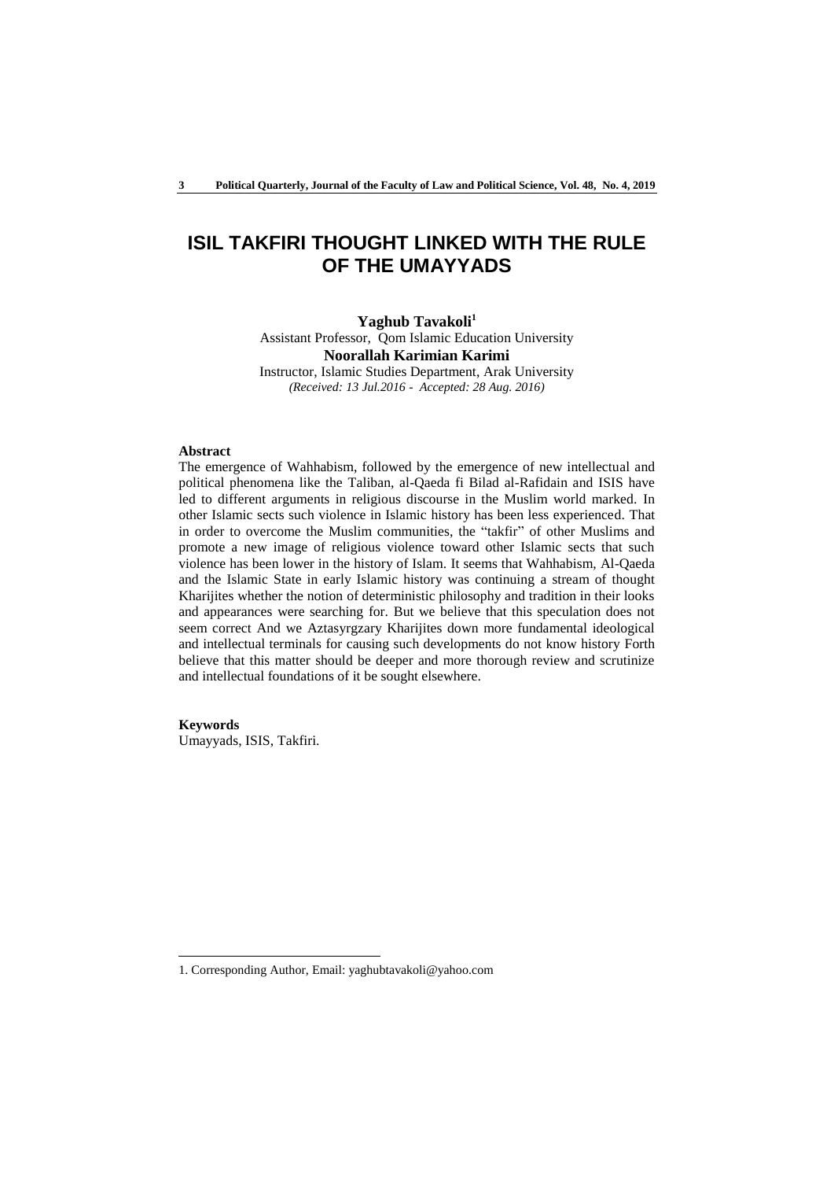# ISIL TAKFIRI THOUGHT LINKED WITH THE RULE OF THE UMAYYADS

**Yaghub Tavakoli**[1]
Assistant Professor, Qom Islamic Education University
**Noorallah Karimian Karimi**
Instructor, Islamic Studies Department, Arak University
*(Received: 13 Jul.2016 - Accepted: 28 Aug. 2016)*

### Abstract

The emergence of Wahhabism, followed by the emergence of new intellectual and political phenomena like the Taliban, al-Qaeda fi Bilad al-Rafidain and ISIS have led to different arguments in religious discourse in the Muslim world marked. In other Islamic sects such violence in Islamic history has been less experienced. That in order to overcome the Muslim communities, the "takfir" of other Muslims and promote a new image of religious violence toward other Islamic sects that such violence has been lower in the history of Islam. It seems that Wahhabism, Al-Qaeda and the Islamic State in early Islamic history was continuing a stream of thought Kharijites whether the notion of deterministic philosophy and tradition in their looks and appearances were searching for. But we believe that this speculation does not seem correct And we Aztasyrgzary Kharijites down more fundamental ideological and intellectual terminals for causing such developments do not know history Forth believe that this matter should be deeper and more thorough review and scrutinize and intellectual foundations of it be sought elsewhere.

### Keywords

Umayyads, ISIS, Takfiri.

---

1. Corresponding Author, Email: yaghubtavakoli@yahoo.com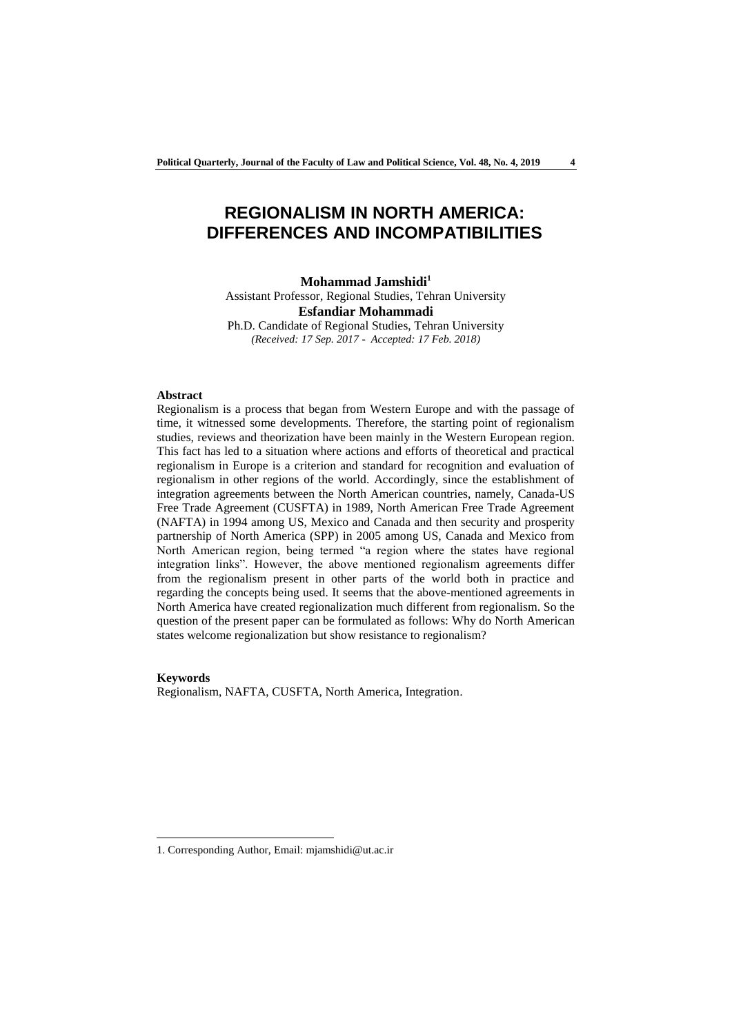# REGIONALISM IN NORTH AMERICA: DIFFERENCES AND INCOMPATIBILITIES

**Mohammad Jamshidi**[1]

Assistant Professor, Regional Studies, Tehran University

**Esfandiar Mohammadi**

Ph.D. Candidate of Regional Studies, Tehran University

*(Received: 17 Sep. 2017 - Accepted: 17 Feb. 2018)*

### Abstract

Regionalism is a process that began from Western Europe and with the passage of time, it witnessed some developments. Therefore, the starting point of regionalism studies, reviews and theorization have been mainly in the Western European region. This fact has led to a situation where actions and efforts of theoretical and practical regionalism in Europe is a criterion and standard for recognition and evaluation of regionalism in other regions of the world. Accordingly, since the establishment of integration agreements between the North American countries, namely, Canada-US Free Trade Agreement (CUSFTA) in 1989, North American Free Trade Agreement (NAFTA) in 1994 among US, Mexico and Canada and then security and prosperity partnership of North America (SPP) in 2005 among US, Canada and Mexico from North American region, being termed "a region where the states have regional integration links". However, the above mentioned regionalism agreements differ from the regionalism present in other parts of the world both in practice and regarding the concepts being used. It seems that the above-mentioned agreements in North America have created regionalization much different from regionalism. So the question of the present paper can be formulated as follows: Why do North American states welcome regionalization but show resistance to regionalism?

### Keywords

Regionalism, NAFTA, CUSFTA, North America, Integration.

---

1. Corresponding Author, Email: mjamshidi@ut.ac.ir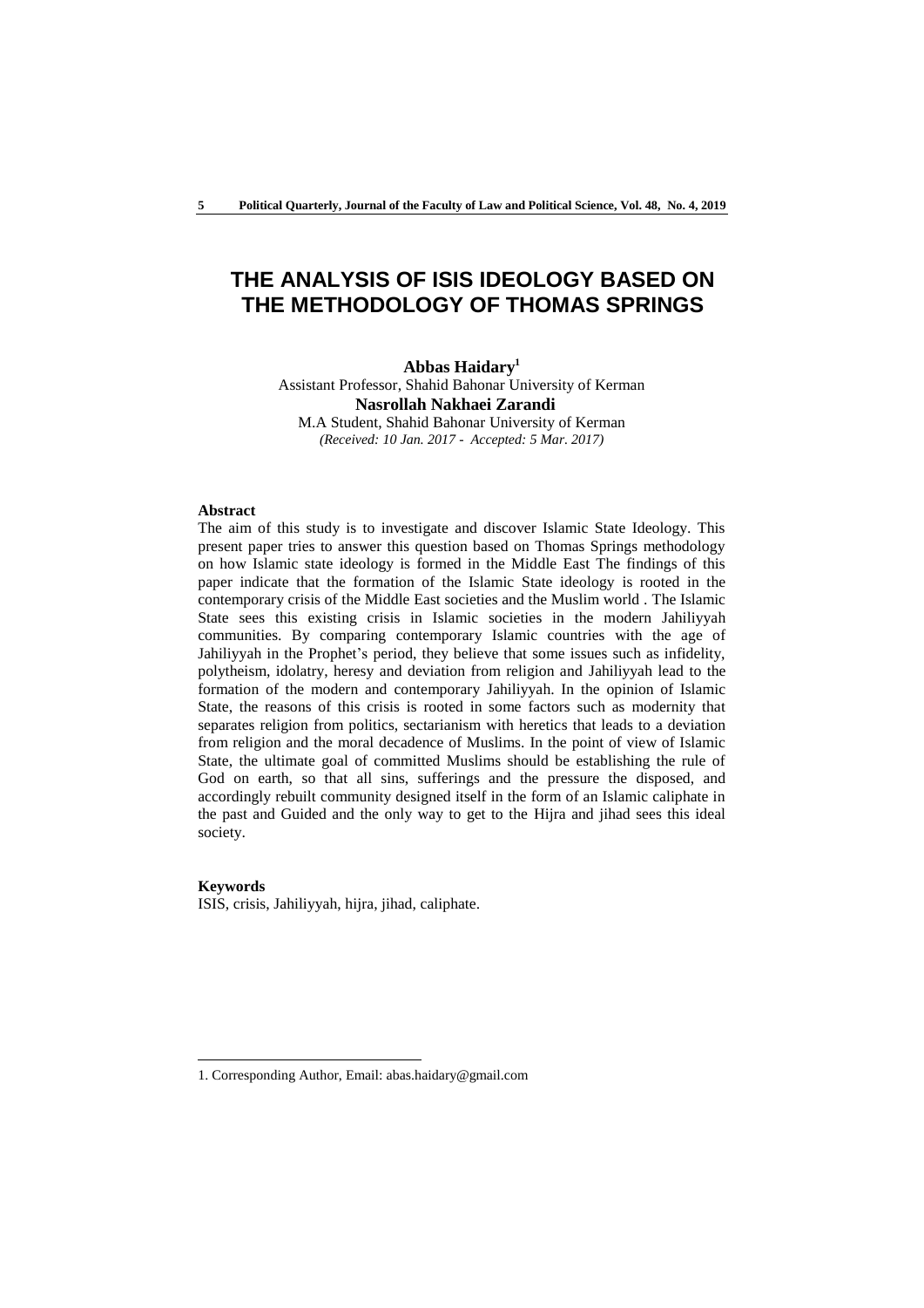# THE ANALYSIS OF ISIS IDEOLOGY BASED ON THE METHODOLOGY OF THOMAS SPRINGS

**Abbas Haidary**[1]

Assistant Professor, Shahid Bahonar University of Kerman

**Nasrollah Nakhaei Zarandi**

M.A Student, Shahid Bahonar University of Kerman

*(Received: 10 Jan. 2017 - Accepted: 5 Mar. 2017)*

**Abstract**

The aim of this study is to investigate and discover Islamic State Ideology. This present paper tries to answer this question based on Thomas Springs methodology on how Islamic state ideology is formed in the Middle East The findings of this paper indicate that the formation of the Islamic State ideology is rooted in the contemporary crisis of the Middle East societies and the Muslim world . The Islamic State sees this existing crisis in Islamic societies in the modern Jahiliyyah communities. By comparing contemporary Islamic countries with the age of Jahiliyyah in the Prophet's period, they believe that some issues such as infidelity, polytheism, idolatry, heresy and deviation from religion and Jahiliyyah lead to the formation of the modern and contemporary Jahiliyyah. In the opinion of Islamic State, the reasons of this crisis is rooted in some factors such as modernity that separates religion from politics, sectarianism with heretics that leads to a deviation from religion and the moral decadence of Muslims. In the point of view of Islamic State, the ultimate goal of committed Muslims should be establishing the rule of God on earth, so that all sins, sufferings and the pressure the disposed, and accordingly rebuilt community designed itself in the form of an Islamic caliphate in the past and Guided and the only way to get to the Hijra and jihad sees this ideal society.

**Keywords**

ISIS, crisis, Jahiliyyah, hijra, jihad, caliphate.

---

1. Corresponding Author, Email: abas.haidary@gmail.com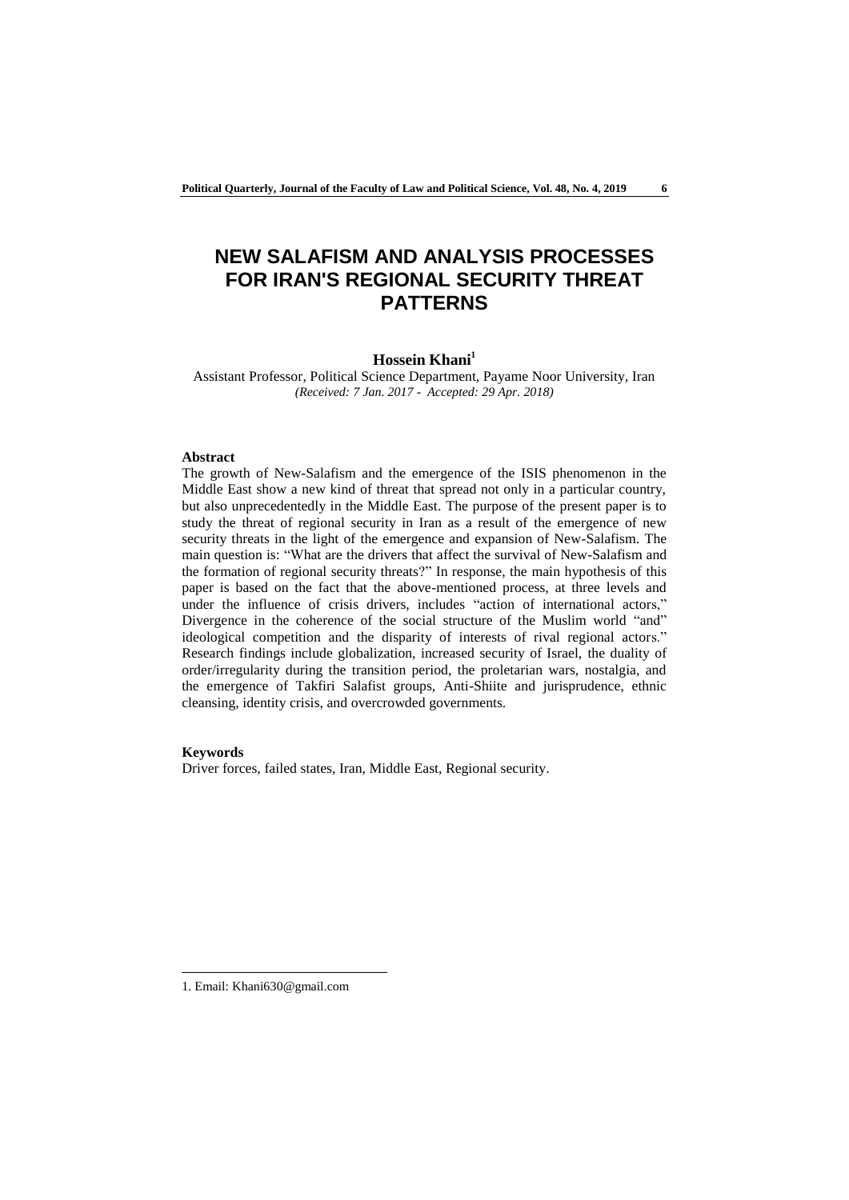# NEW SALAFISM AND ANALYSIS PROCESSES FOR IRAN'S REGIONAL SECURITY THREAT PATTERNS

**Hossein Khani**[1]

Assistant Professor, Political Science Department, Payame Noor University, Iran

*(Received: 7 Jan. 2017 - Accepted: 29 Apr. 2018)*

**Abstract**

The growth of New-Salafism and the emergence of the ISIS phenomenon in the Middle East show a new kind of threat that spread not only in a particular country, but also unprecedentedly in the Middle East. The purpose of the present paper is to study the threat of regional security in Iran as a result of the emergence of new security threats in the light of the emergence and expansion of New-Salafism. The main question is: "What are the drivers that affect the survival of New-Salafism and the formation of regional security threats?" In response, the main hypothesis of this paper is based on the fact that the above-mentioned process, at three levels and under the influence of crisis drivers, includes "action of international actors," Divergence in the coherence of the social structure of the Muslim world "and" ideological competition and the disparity of interests of rival regional actors." Research findings include globalization, increased security of Israel, the duality of order/irregularity during the transition period, the proletarian wars, nostalgia, and the emergence of Takfiri Salafist groups, Anti-Shiite and jurisprudence, ethnic cleansing, identity crisis, and overcrowded governments.

**Keywords**

Driver forces, failed states, Iran, Middle East, Regional security.

---

1. Email: Khani630@gmail.com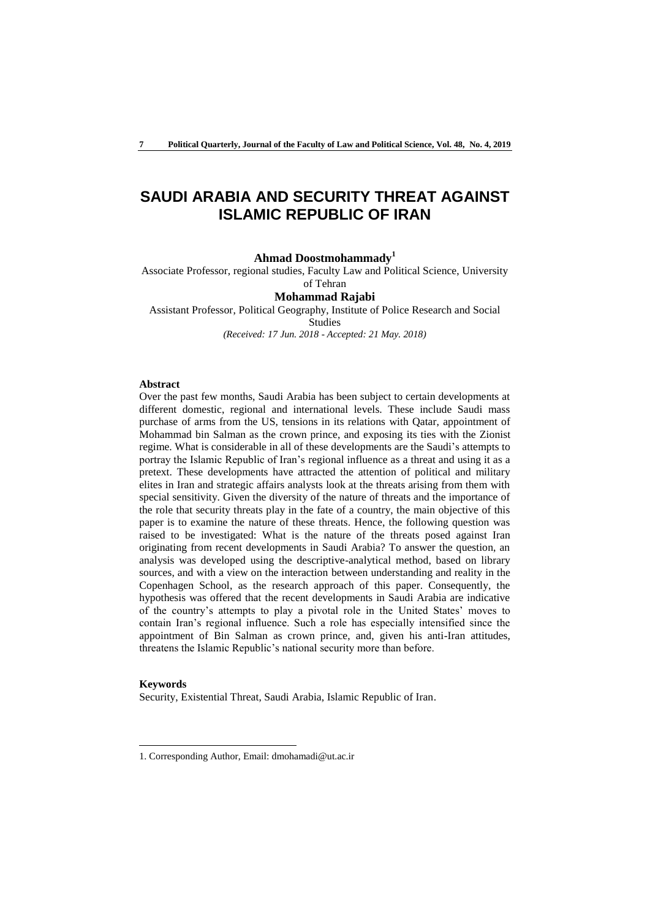# SAUDI ARABIA AND SECURITY THREAT AGAINST ISLAMIC REPUBLIC OF IRAN

**Ahmad Doostmohammady**[1]

Associate Professor, regional studies, Faculty Law and Political Science, University of Tehran

**Mohammad Rajabi**

Assistant Professor, Political Geography, Institute of Police Research and Social Studies

*(Received: 17 Jun. 2018 - Accepted: 21 May. 2018)*

**Abstract**

Over the past few months, Saudi Arabia has been subject to certain developments at different domestic, regional and international levels. These include Saudi mass purchase of arms from the US, tensions in its relations with Qatar, appointment of Mohammad bin Salman as the crown prince, and exposing its ties with the Zionist regime. What is considerable in all of these developments are the Saudi's attempts to portray the Islamic Republic of Iran's regional influence as a threat and using it as a pretext. These developments have attracted the attention of political and military elites in Iran and strategic affairs analysts look at the threats arising from them with special sensitivity. Given the diversity of the nature of threats and the importance of the role that security threats play in the fate of a country, the main objective of this paper is to examine the nature of these threats. Hence, the following question was raised to be investigated: What is the nature of the threats posed against Iran originating from recent developments in Saudi Arabia? To answer the question, an analysis was developed using the descriptive-analytical method, based on library sources, and with a view on the interaction between understanding and reality in the Copenhagen School, as the research approach of this paper. Consequently, the hypothesis was offered that the recent developments in Saudi Arabia are indicative of the country's attempts to play a pivotal role in the United States' moves to contain Iran's regional influence. Such a role has especially intensified since the appointment of Bin Salman as crown prince, and, given his anti-Iran attitudes, threatens the Islamic Republic's national security more than before.

**Keywords**

Security, Existential Threat, Saudi Arabia, Islamic Republic of Iran.

---

1. Corresponding Author, Email: dmohamadi@ut.ac.ir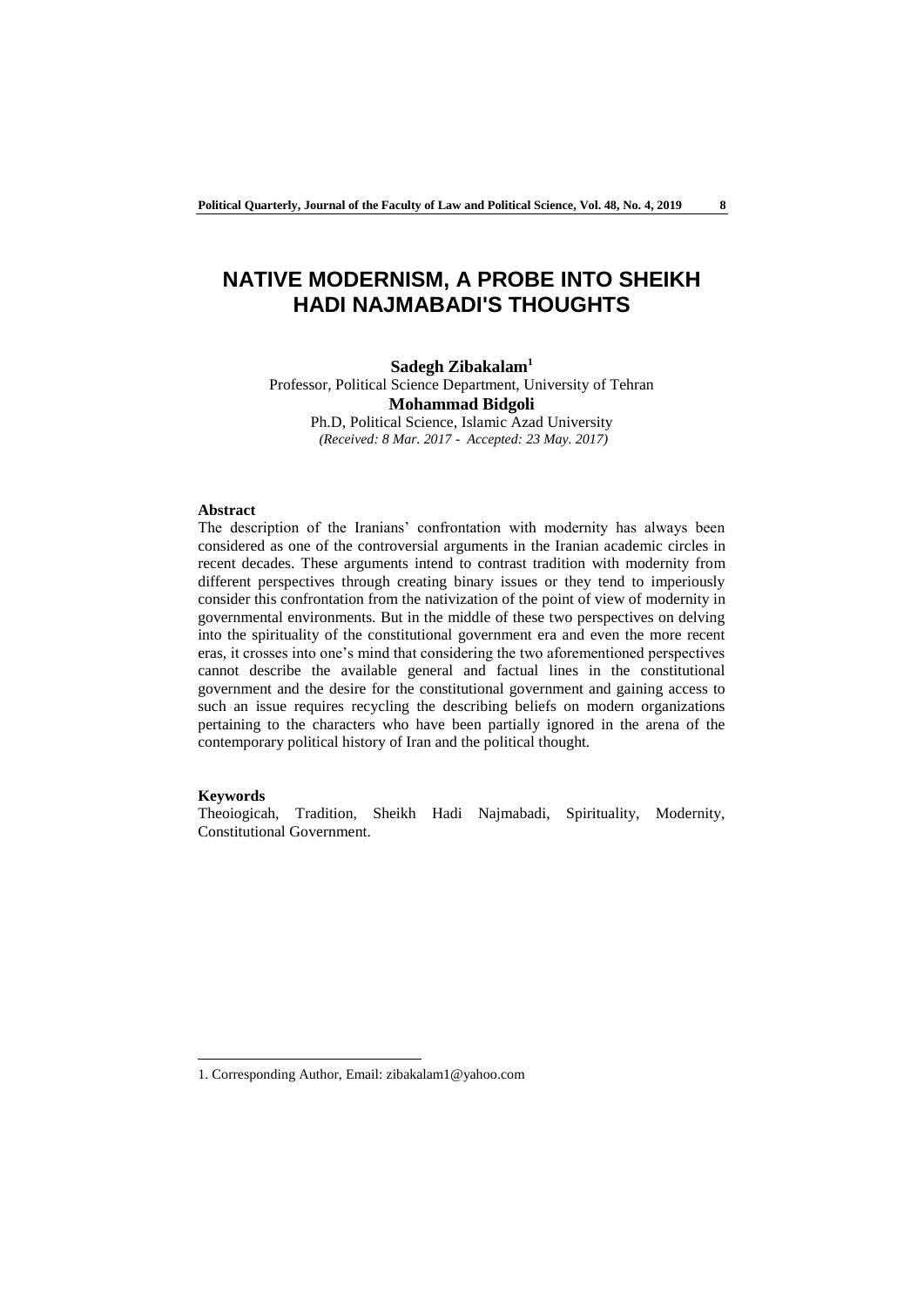# NATIVE MODERNISM, A PROBE INTO SHEIKH HADI NAJMABADI'S THOUGHTS

**Sadegh Zibakalam**[1]
Professor, Political Science Department, University of Tehran
**Mohammad Bidgoli**
Ph.D, Political Science, Islamic Azad University
*(Received: 8 Mar. 2017 - Accepted: 23 May. 2017)*

### Abstract

The description of the Iranians' confrontation with modernity has always been considered as one of the controversial arguments in the Iranian academic circles in recent decades. These arguments intend to contrast tradition with modernity from different perspectives through creating binary issues or they tend to imperiously consider this confrontation from the nativization of the point of view of modernity in governmental environments. But in the middle of these two perspectives on delving into the spirituality of the constitutional government era and even the more recent eras, it crosses into one's mind that considering the two aforementioned perspectives cannot describe the available general and factual lines in the constitutional government and the desire for the constitutional government and gaining access to such an issue requires recycling the describing beliefs on modern organizations pertaining to the characters who have been partially ignored in the arena of the contemporary political history of Iran and the political thought.

### Keywords

Theoiogicah, Tradition, Sheikh Hadi Najmabadi, Spirituality, Modernity, Constitutional Government.

---

1. Corresponding Author, Email: zibakalam1@yahoo.com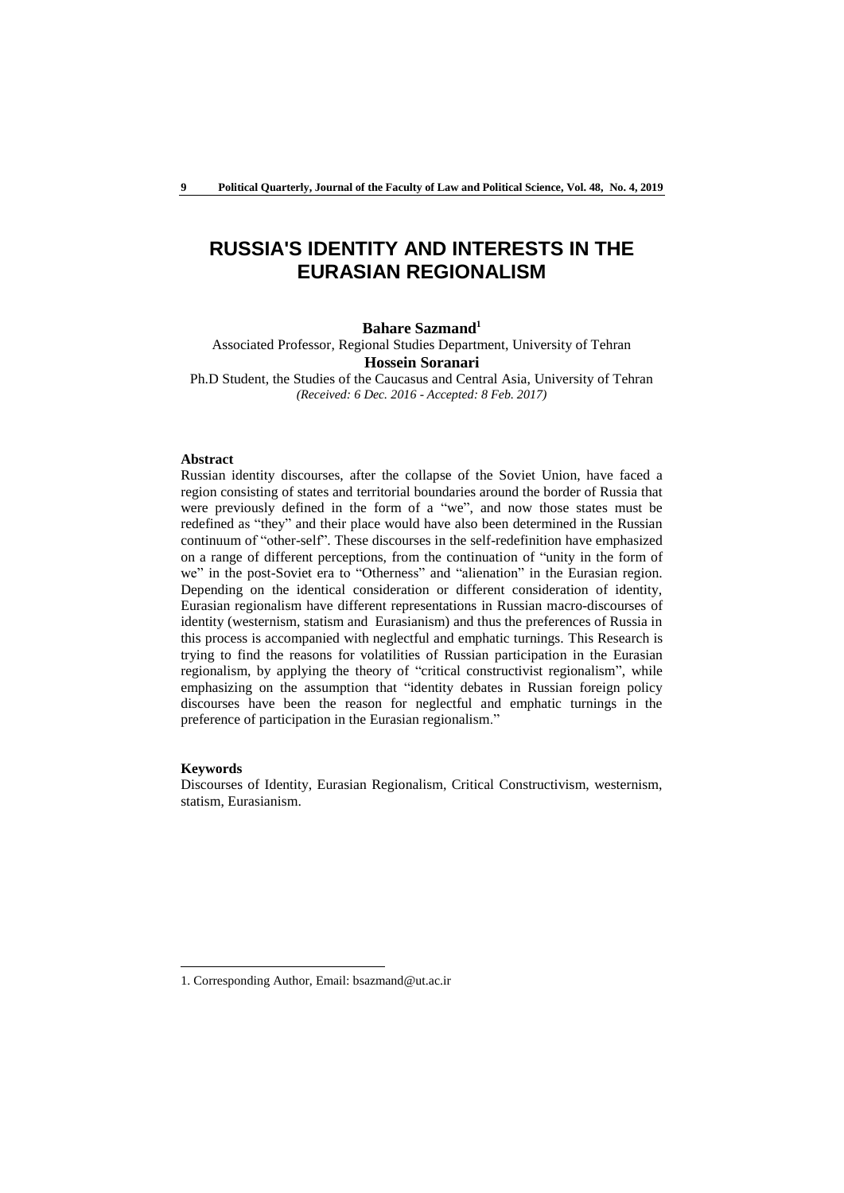# RUSSIA'S IDENTITY AND INTERESTS IN THE EURASIAN REGIONALISM

**Bahare Sazmand**[1]

Associated Professor, Regional Studies Department, University of Tehran

**Hossein Soranari**

Ph.D Student, the Studies of the Caucasus and Central Asia, University of Tehran

*(Received: 6 Dec. 2016 - Accepted: 8 Feb. 2017)*

**Abstract**

Russian identity discourses, after the collapse of the Soviet Union, have faced a region consisting of states and territorial boundaries around the border of Russia that were previously defined in the form of a "we", and now those states must be redefined as "they" and their place would have also been determined in the Russian continuum of "other-self". These discourses in the self-redefinition have emphasized on a range of different perceptions, from the continuation of "unity in the form of we" in the post-Soviet era to "Otherness" and "alienation" in the Eurasian region. Depending on the identical consideration or different consideration of identity, Eurasian regionalism have different representations in Russian macro-discourses of identity (westernism, statism and Eurasianism) and thus the preferences of Russia in this process is accompanied with neglectful and emphatic turnings. This Research is trying to find the reasons for volatilities of Russian participation in the Eurasian regionalism, by applying the theory of "critical constructivist regionalism", while emphasizing on the assumption that "identity debates in Russian foreign policy discourses have been the reason for neglectful and emphatic turnings in the preference of participation in the Eurasian regionalism."

**Keywords**

Discourses of Identity, Eurasian Regionalism, Critical Constructivism, westernism, statism, Eurasianism.

---

1. Corresponding Author, Email: bsazmand@ut.ac.ir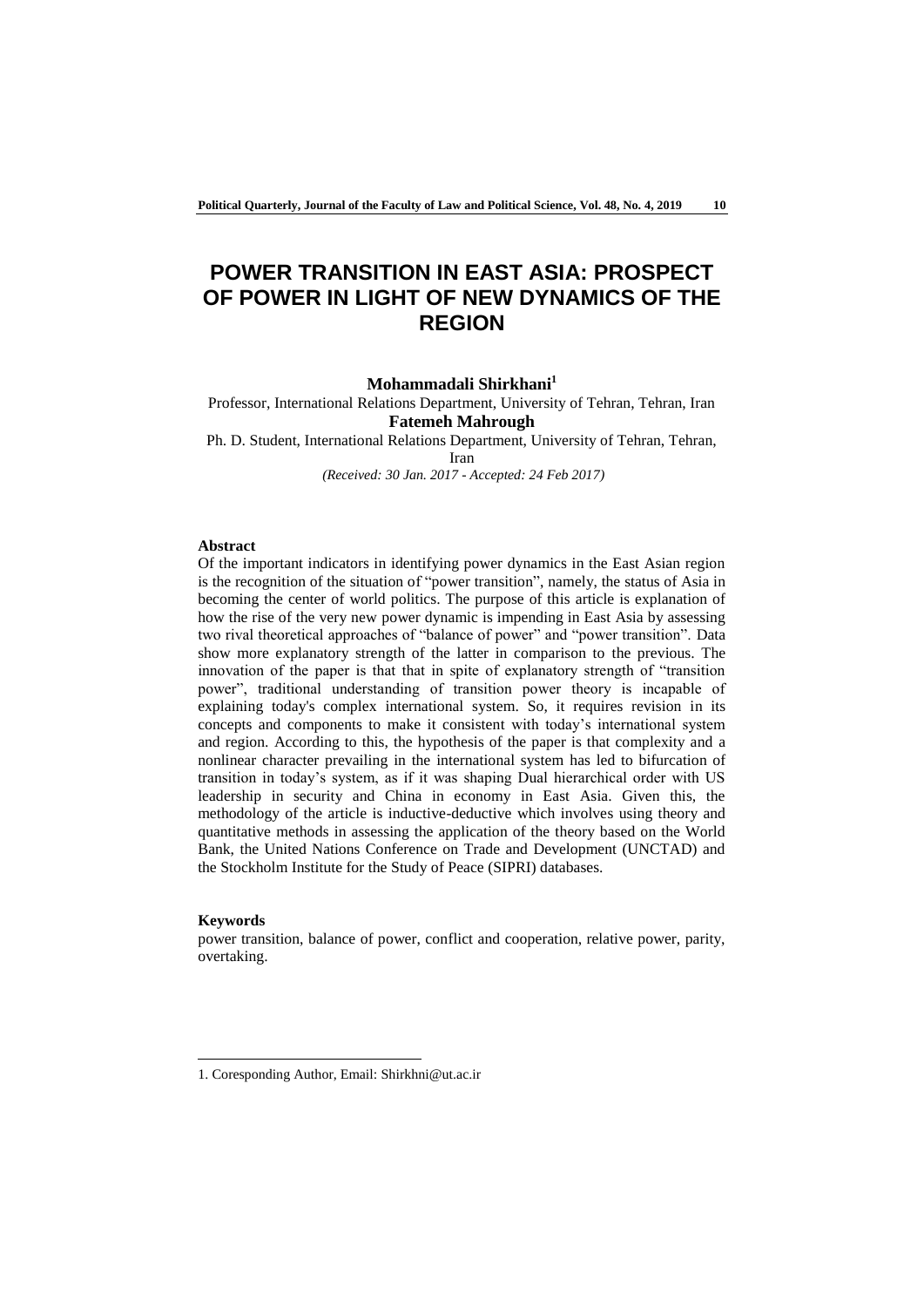# POWER TRANSITION IN EAST ASIA: PROSPECT OF POWER IN LIGHT OF NEW DYNAMICS OF THE REGION

**Mohammadali Shirkhani**[1]

Professor, International Relations Department, University of Tehran, Tehran, Iran

**Fatemeh Mahrough**

Ph. D. Student, International Relations Department, University of Tehran, Tehran, Iran

*(Received: 30 Jan. 2017 - Accepted: 24 Feb 2017)*

**Abstract**

Of the important indicators in identifying power dynamics in the East Asian region is the recognition of the situation of "power transition", namely, the status of Asia in becoming the center of world politics. The purpose of this article is explanation of how the rise of the very new power dynamic is impending in East Asia by assessing two rival theoretical approaches of "balance of power" and "power transition". Data show more explanatory strength of the latter in comparison to the previous. The innovation of the paper is that that in spite of explanatory strength of "transition power", traditional understanding of transition power theory is incapable of explaining today's complex international system. So, it requires revision in its concepts and components to make it consistent with today's international system and region. According to this, the hypothesis of the paper is that complexity and a nonlinear character prevailing in the international system has led to bifurcation of transition in today's system, as if it was shaping Dual hierarchical order with US leadership in security and China in economy in East Asia. Given this, the methodology of the article is inductive-deductive which involves using theory and quantitative methods in assessing the application of the theory based on the World Bank, the United Nations Conference on Trade and Development (UNCTAD) and the Stockholm Institute for the Study of Peace (SIPRI) databases.

**Keywords**

power transition, balance of power, conflict and cooperation, relative power, parity, overtaking.

---

1. Coresponding Author, Email: Shirkhni@ut.ac.ir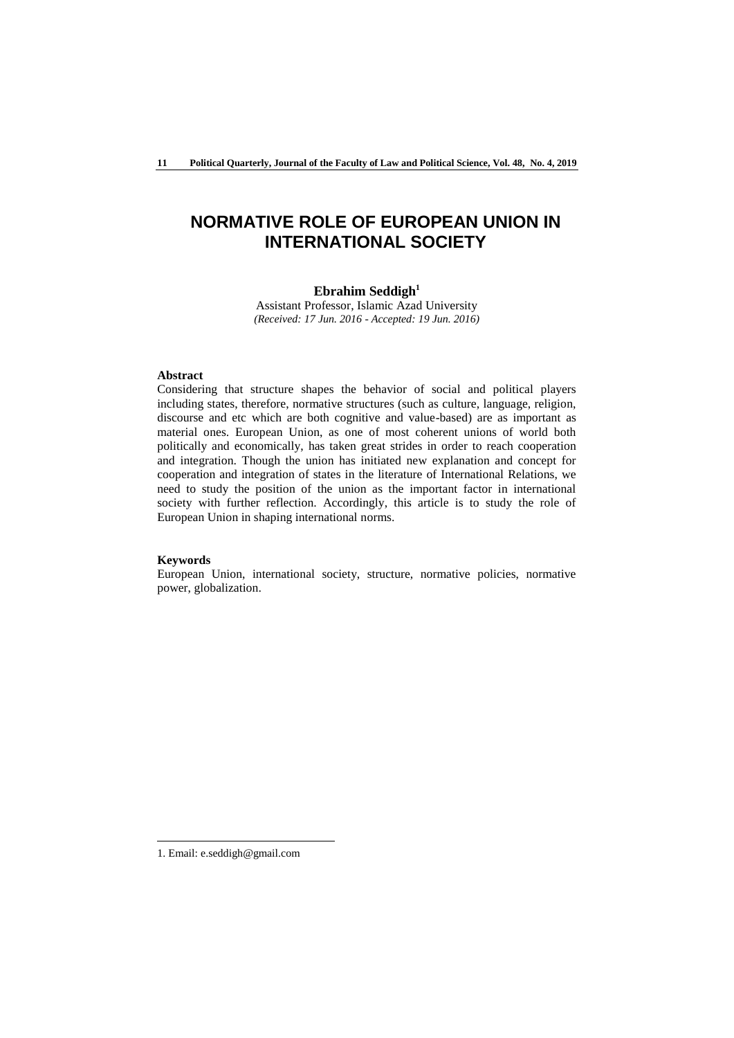# NORMATIVE ROLE OF EUROPEAN UNION IN INTERNATIONAL SOCIETY

**Ebrahim Seddigh**[1]

Assistant Professor, Islamic Azad University

*(Received: 17 Jun. 2016 - Accepted: 19 Jun. 2016)*

**Abstract**

Considering that structure shapes the behavior of social and political players including states, therefore, normative structures (such as culture, language, religion, discourse and etc which are both cognitive and value-based) are as important as material ones. European Union, as one of most coherent unions of world both politically and economically, has taken great strides in order to reach cooperation and integration. Though the union has initiated new explanation and concept for cooperation and integration of states in the literature of International Relations, we need to study the position of the union as the important factor in international society with further reflection. Accordingly, this article is to study the role of European Union in shaping international norms.

**Keywords**

European Union, international society, structure, normative policies, normative power, globalization.

---

1. Email: e.seddigh@gmail.com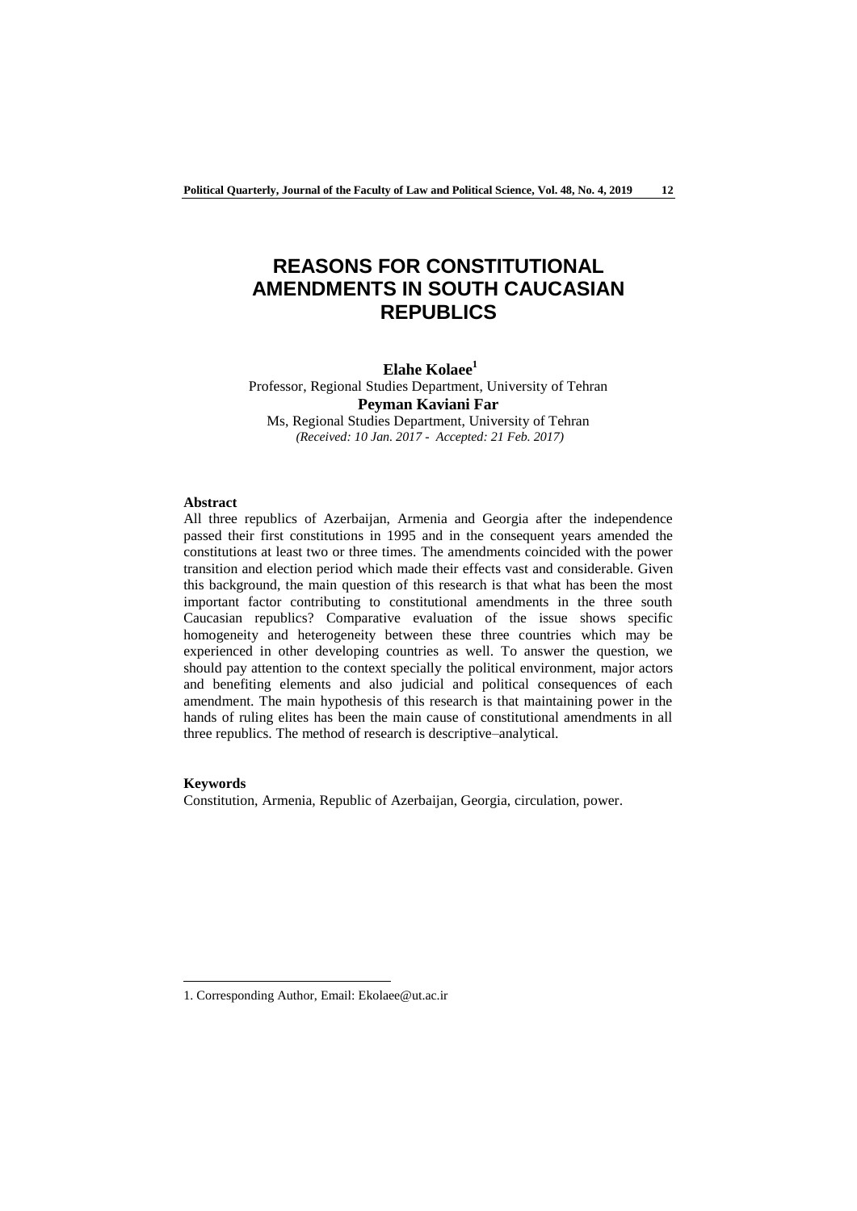# REASONS FOR CONSTITUTIONAL AMENDMENTS IN SOUTH CAUCASIAN REPUBLICS

**Elahe Kolaee**[1]

Professor, Regional Studies Department, University of Tehran

**Peyman Kaviani Far**

Ms, Regional Studies Department, University of Tehran

*(Received: 10 Jan. 2017 - Accepted: 21 Feb. 2017)*

**Abstract**

All three republics of Azerbaijan, Armenia and Georgia after the independence passed their first constitutions in 1995 and in the consequent years amended the constitutions at least two or three times. The amendments coincided with the power transition and election period which made their effects vast and considerable. Given this background, the main question of this research is that what has been the most important factor contributing to constitutional amendments in the three south Caucasian republics? Comparative evaluation of the issue shows specific homogeneity and heterogeneity between these three countries which may be experienced in other developing countries as well. To answer the question, we should pay attention to the context specially the political environment, major actors and benefiting elements and also judicial and political consequences of each amendment. The main hypothesis of this research is that maintaining power in the hands of ruling elites has been the main cause of constitutional amendments in all three republics. The method of research is descriptive–analytical.

**Keywords**

Constitution, Armenia, Republic of Azerbaijan, Georgia, circulation, power.

---

1. Corresponding Author, Email: Ekolaee@ut.ac.ir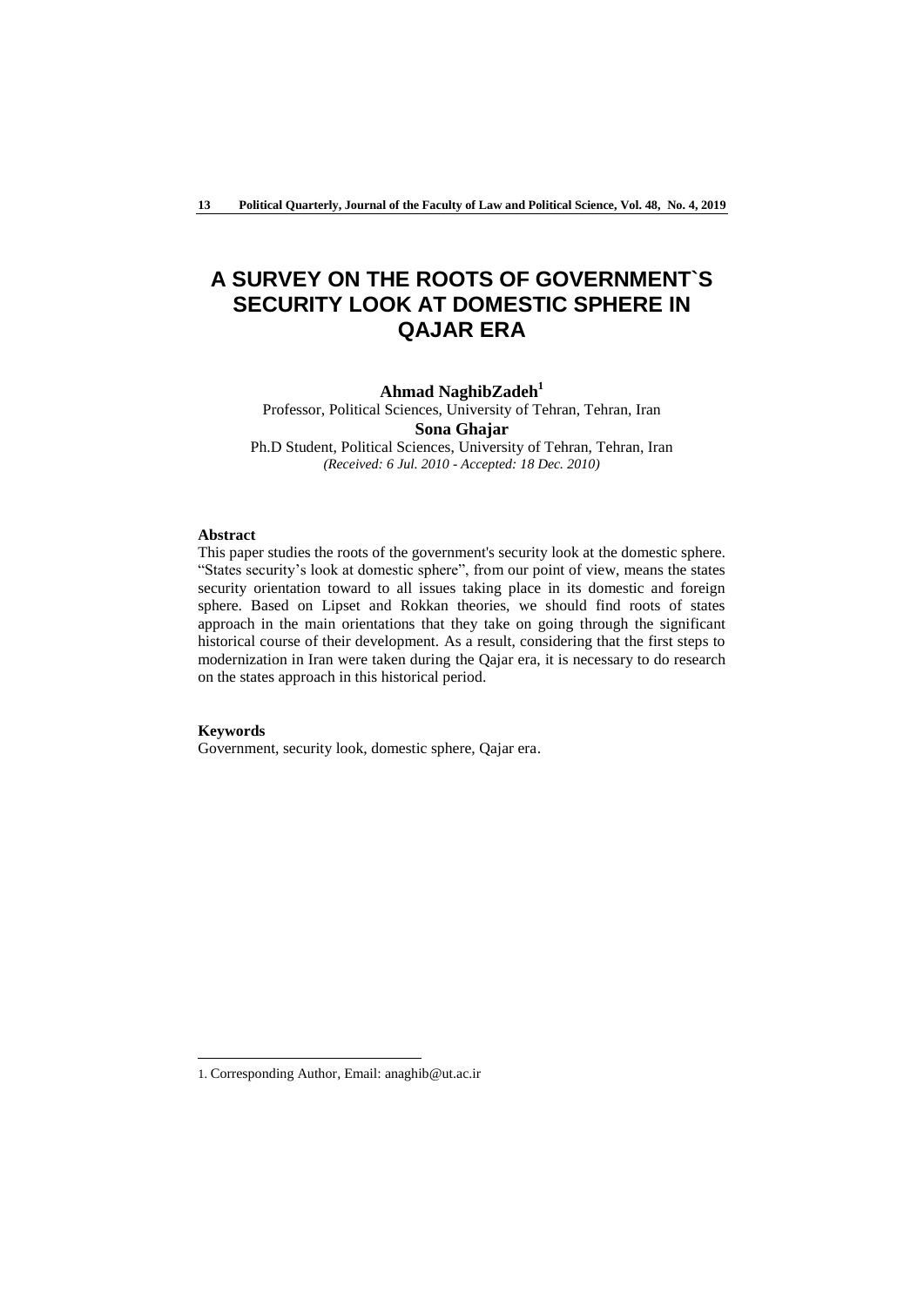# A SURVEY ON THE ROOTS OF GOVERNMENT`S SECURITY LOOK AT DOMESTIC SPHERE IN QAJAR ERA

**Ahmad NaghibZadeh[1]**

Professor, Political Sciences, University of Tehran, Tehran, Iran

**Sona Ghajar**

Ph.D Student, Political Sciences, University of Tehran, Tehran, Iran

*(Received: 6 Jul. 2010 - Accepted: 18 Dec. 2010)*

**Abstract**

This paper studies the roots of the government's security look at the domestic sphere. "States security's look at domestic sphere", from our point of view, means the states security orientation toward to all issues taking place in its domestic and foreign sphere. Based on Lipset and Rokkan theories, we should find roots of states approach in the main orientations that they take on going through the significant historical course of their development. As a result, considering that the first steps to modernization in Iran were taken during the Qajar era, it is necessary to do research on the states approach in this historical period.

**Keywords**

Government, security look, domestic sphere, Qajar era.

---

1. Corresponding Author, Email: anaghib@ut.ac.ir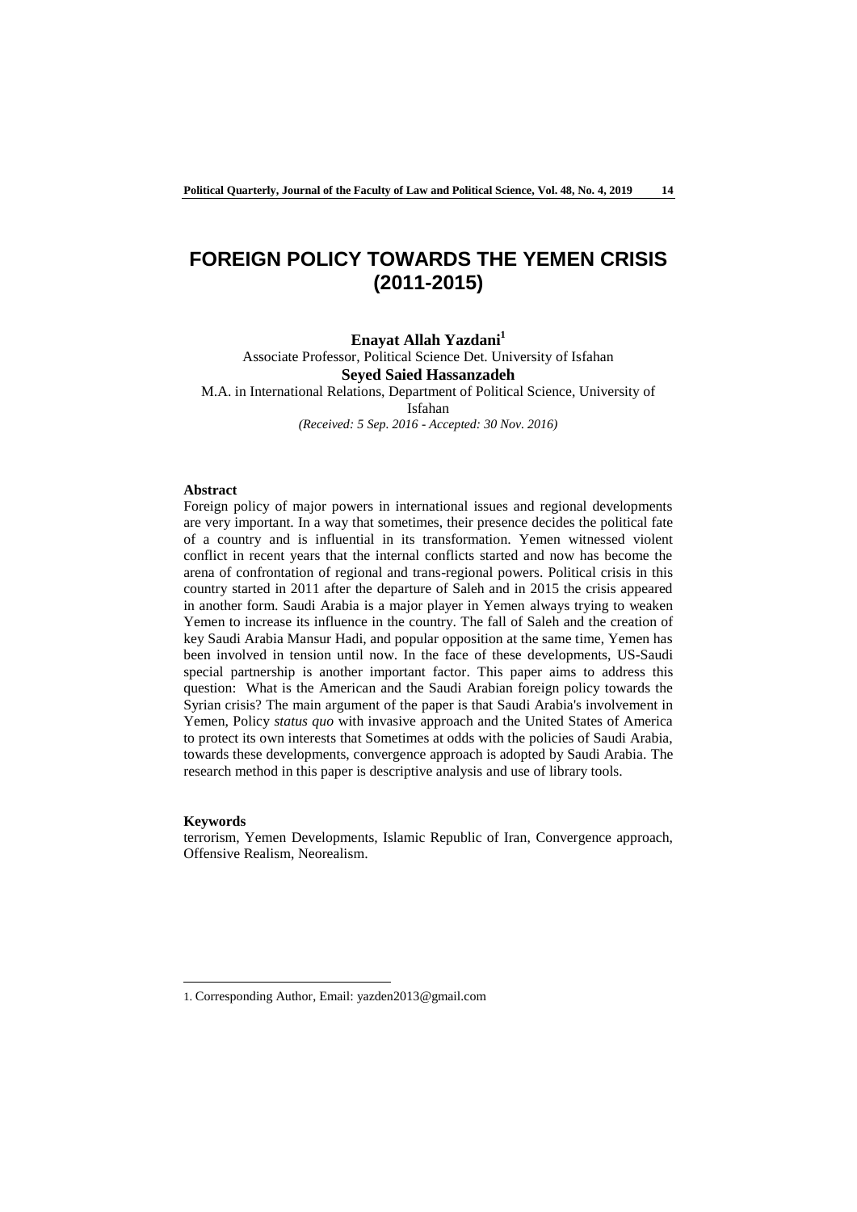# FOREIGN POLICY TOWARDS THE YEMEN CRISIS (2011-2015)

**Enayat Allah Yazdani**[1]

Associate Professor, Political Science Det. University of Isfahan

**Seyed Saied Hassanzadeh**

M.A. in International Relations, Department of Political Science, University of Isfahan

*(Received: 5 Sep. 2016 - Accepted: 30 Nov. 2016)*

**Abstract**

Foreign policy of major powers in international issues and regional developments are very important. In a way that sometimes, their presence decides the political fate of a country and is influential in its transformation. Yemen witnessed violent conflict in recent years that the internal conflicts started and now has become the arena of confrontation of regional and trans-regional powers. Political crisis in this country started in 2011 after the departure of Saleh and in 2015 the crisis appeared in another form. Saudi Arabia is a major player in Yemen always trying to weaken Yemen to increase its influence in the country. The fall of Saleh and the creation of key Saudi Arabia Mansur Hadi, and popular opposition at the same time, Yemen has been involved in tension until now. In the face of these developments, US-Saudi special partnership is another important factor. This paper aims to address this question: What is the American and the Saudi Arabian foreign policy towards the Syrian crisis? The main argument of the paper is that Saudi Arabia's involvement in Yemen, Policy *status quo* with invasive approach and the United States of America to protect its own interests that Sometimes at odds with the policies of Saudi Arabia, towards these developments, convergence approach is adopted by Saudi Arabia. The research method in this paper is descriptive analysis and use of library tools.

**Keywords**

terrorism, Yemen Developments, Islamic Republic of Iran, Convergence approach, Offensive Realism, Neorealism.

---

1. Corresponding Author, Email: yazden2013@gmail.com